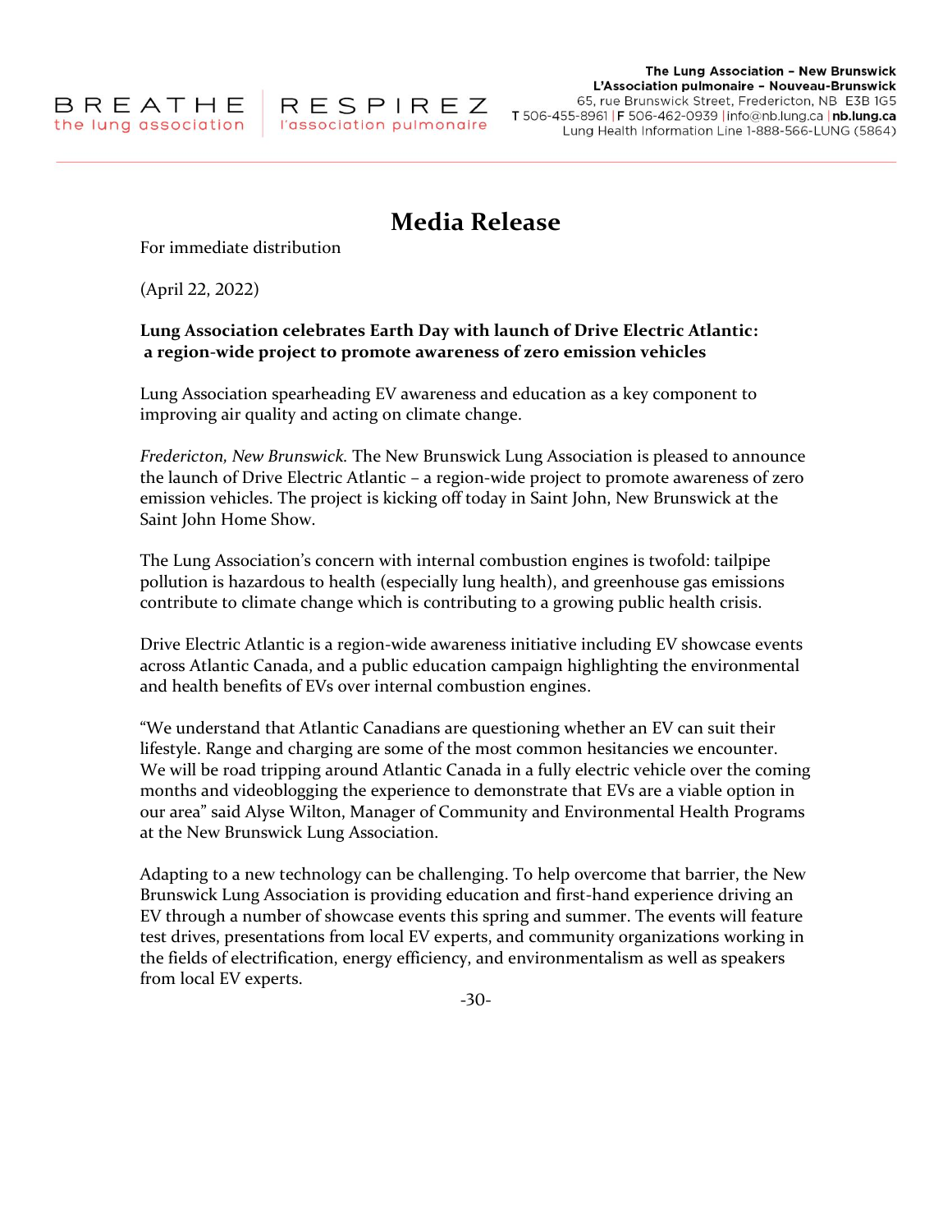BREATHE
the lung association

RESPIREZ
l'association pulmonaire

**The Lung Association – New Brunswick**
**L'Association pulmonaire – Nouveau-Brunswick**
65, rue Brunswick Street, Fredericton, NB E3B 1G5
**T** 506-455-8961 | **F** 506-462-0939 | info@nb.lung.ca | **nb.lung.ca**
Lung Health Information Line 1-888-566-LUNG (5864)

# Media Release

For immediate distribution

(April 22, 2022)

**Lung Association celebrates Earth Day with launch of Drive Electric Atlantic: a region-wide project to promote awareness of zero emission vehicles**

Lung Association spearheading EV awareness and education as a key component to improving air quality and acting on climate change.

*Fredericton, New Brunswick.* The New Brunswick Lung Association is pleased to announce the launch of Drive Electric Atlantic – a region-wide project to promote awareness of zero emission vehicles. The project is kicking off today in Saint John, New Brunswick at the Saint John Home Show.

The Lung Association's concern with internal combustion engines is twofold: tailpipe pollution is hazardous to health (especially lung health), and greenhouse gas emissions contribute to climate change which is contributing to a growing public health crisis.

Drive Electric Atlantic is a region-wide awareness initiative including EV showcase events across Atlantic Canada, and a public education campaign highlighting the environmental and health benefits of EVs over internal combustion engines.

"We understand that Atlantic Canadians are questioning whether an EV can suit their lifestyle. Range and charging are some of the most common hesitancies we encounter. We will be road tripping around Atlantic Canada in a fully electric vehicle over the coming months and videoblogging the experience to demonstrate that EVs are a viable option in our area" said Alyse Wilton, Manager of Community and Environmental Health Programs at the New Brunswick Lung Association.

Adapting to a new technology can be challenging. To help overcome that barrier, the New Brunswick Lung Association is providing education and first-hand experience driving an EV through a number of showcase events this spring and summer. The events will feature test drives, presentations from local EV experts, and community organizations working in the fields of electrification, energy efficiency, and environmentalism as well as speakers from local EV experts.

-30-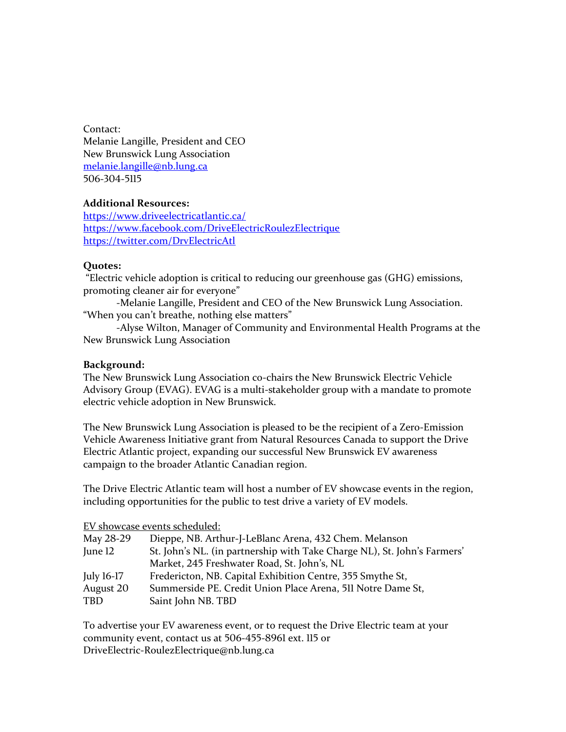Contact:
Melanie Langille, President and CEO
New Brunswick Lung Association
[melanie.langille@nb.lung.ca](mailto:melanie.langille@nb.lung.ca)
506-304-5115

**Additional Resources:**
[https://www.driveelectricatlantic.ca/](https://www.driveelectricatlantic.ca/)
[https://www.facebook.com/DriveElectricRoulezElectrique](https://www.facebook.com/DriveElectricRoulezElectrique)
[https://twitter.com/DrvElectricAtl](https://twitter.com/DrvElectricAtl)

**Quotes:**
"Electric vehicle adoption is critical to reducing our greenhouse gas (GHG) emissions, promoting cleaner air for everyone"
-Melanie Langille, President and CEO of the New Brunswick Lung Association.

"When you can't breathe, nothing else matters"
-Alyse Wilton, Manager of Community and Environmental Health Programs at the New Brunswick Lung Association

**Background:**
The New Brunswick Lung Association co-chairs the New Brunswick Electric Vehicle Advisory Group (EVAG). EVAG is a multi-stakeholder group with a mandate to promote electric vehicle adoption in New Brunswick.

The New Brunswick Lung Association is pleased to be the recipient of a Zero-Emission Vehicle Awareness Initiative grant from Natural Resources Canada to support the Drive Electric Atlantic project, expanding our successful New Brunswick EV awareness campaign to the broader Atlantic Canadian region.

The Drive Electric Atlantic team will host a number of EV showcase events in the region, including opportunities for the public to test drive a variety of EV models.

EV showcase events scheduled:

| | |
|---|---|
| May 28-29 | Dieppe, NB. Arthur-J-LeBlanc Arena, 432 Chem. Melanson |
| June 12 | St. John's NL. (in partnership with Take Charge NL), St. John's Farmers' Market, 245 Freshwater Road, St. John's, NL |
| July 16-17 | Fredericton, NB. Capital Exhibition Centre, 355 Smythe St, |
| August 20 | Summerside PE. Credit Union Place Arena, 511 Notre Dame St, |
| TBD | Saint John NB. TBD |

To advertise your EV awareness event, or to request the Drive Electric team at your community event, contact us at 506-455-8961 ext. 115 or DriveElectric-RoulezElectrique@nb.lung.ca